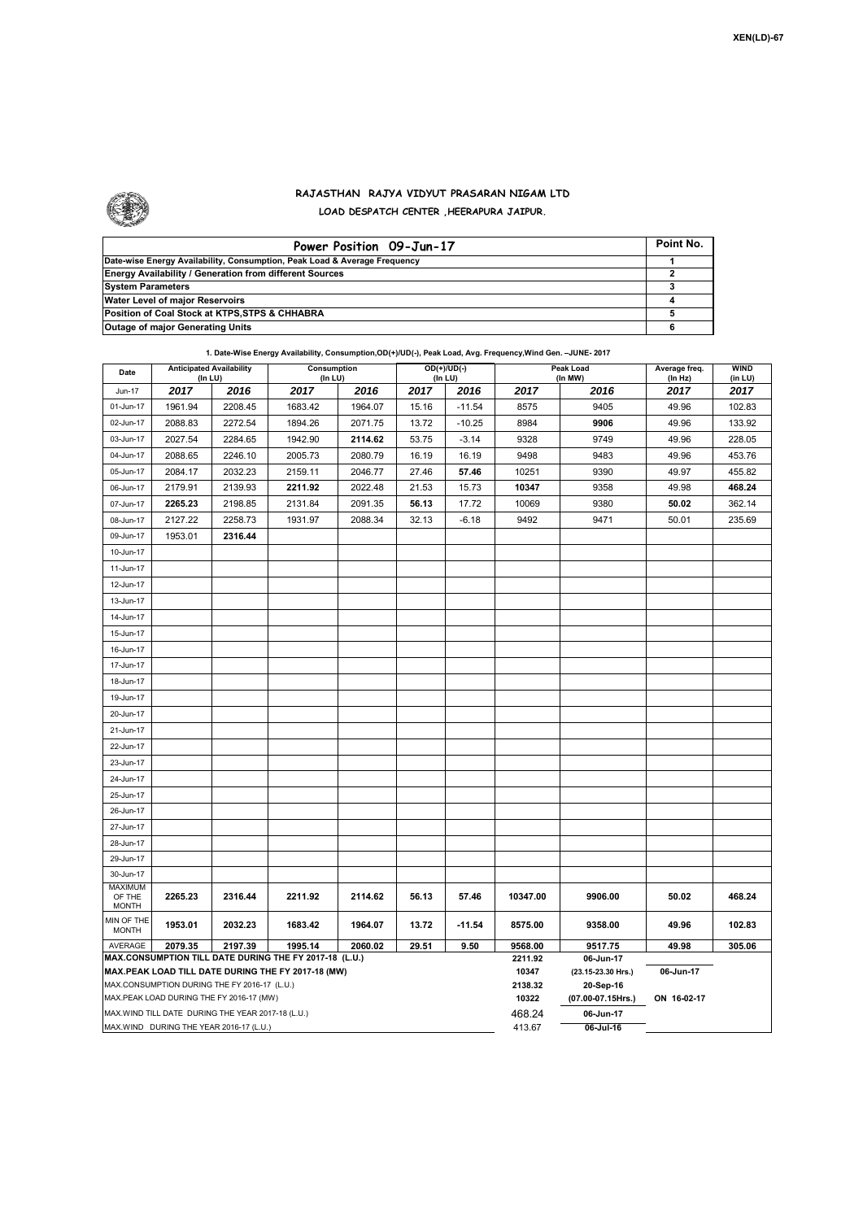XEN(LD)-67

# RAJASTHAN RAJYA VIDYUT PRASARAN NIGAM LTD

## LOAD DESPATCH CENTER ,HEERAPURA JAIPUR.

| Power Position 09-Jun-17 | Point No. |
|---|---|
| Date-wise Energy Availability, Consumption, Peak Load & Average Frequency | 1 |
| Energy Availability / Generation from different Sources | 2 |
| System Parameters | 3 |
| Water Level of major Reservoirs | 4 |
| Position of Coal Stock at KTPS,STPS & CHHABRA | 5 |
| Outage of major Generating Units | 6 |

**1. Date-Wise Energy Availability, Consumption,OD(+)/UD(-), Peak Load, Avg. Frequency,Wind Gen. –JUNE- 2017**

| Date | Anticipated Availability (In LU) | | Consumption (In LU) | | OD(+)/UD(-) (In LU) | | Peak Load (In MW) | | Average freq. (In Hz) | WIND (in LU) |
|---|---|---|---|---|---|---|---|---|---|---|
| Jun-17 | 2017 | 2016 | 2017 | 2016 | 2017 | 2016 | 2017 | 2016 | 2017 | 2017 |
| 01-Jun-17 | 1961.94 | 2208.45 | 1683.42 | 1964.07 | 15.16 | -11.54 | 8575 | 9405 | 49.96 | 102.83 |
| 02-Jun-17 | 2088.83 | 2272.54 | 1894.26 | 2071.75 | 13.72 | -10.25 | 8984 | **9906** | 49.96 | 133.92 |
| 03-Jun-17 | 2027.54 | 2284.65 | 1942.90 | **2114.62** | 53.75 | -3.14 | 9328 | 9749 | 49.96 | 228.05 |
| 04-Jun-17 | 2088.65 | 2246.10 | 2005.73 | 2080.79 | 16.19 | 16.19 | 9498 | 9483 | 49.96 | 453.76 |
| 05-Jun-17 | 2084.17 | 2032.23 | 2159.11 | 2046.77 | 27.46 | **57.46** | 10251 | 9390 | 49.97 | 455.82 |
| 06-Jun-17 | 2179.91 | 2139.93 | **2211.92** | 2022.48 | 21.53 | 15.73 | **10347** | 9358 | 49.98 | **468.24** |
| 07-Jun-17 | **2265.23** | 2198.85 | 2131.84 | 2091.35 | **56.13** | 17.72 | 10069 | 9380 | **50.02** | 362.14 |
| 08-Jun-17 | 2127.22 | 2258.73 | 1931.97 | 2088.34 | 32.13 | -6.18 | 9492 | 9471 | 50.01 | 235.69 |
| 09-Jun-17 | 1953.01 | **2316.44** | | | | | | | | |
| 10-Jun-17 | | | | | | | | | | |
| 11-Jun-17 | | | | | | | | | | |
| 12-Jun-17 | | | | | | | | | | |
| 13-Jun-17 | | | | | | | | | | |
| 14-Jun-17 | | | | | | | | | | |
| 15-Jun-17 | | | | | | | | | | |
| 16-Jun-17 | | | | | | | | | | |
| 17-Jun-17 | | | | | | | | | | |
| 18-Jun-17 | | | | | | | | | | |
| 19-Jun-17 | | | | | | | | | | |
| 20-Jun-17 | | | | | | | | | | |
| 21-Jun-17 | | | | | | | | | | |
| 22-Jun-17 | | | | | | | | | | |
| 23-Jun-17 | | | | | | | | | | |
| 24-Jun-17 | | | | | | | | | | |
| 25-Jun-17 | | | | | | | | | | |
| 26-Jun-17 | | | | | | | | | | |
| 27-Jun-17 | | | | | | | | | | |
| 28-Jun-17 | | | | | | | | | | |
| 29-Jun-17 | | | | | | | | | | |
| 30-Jun-17 | | | | | | | | | | |
| MAXIMUM OF THE MONTH | 2265.23 | 2316.44 | 2211.92 | 2114.62 | 56.13 | 57.46 | 10347.00 | 9906.00 | 50.02 | 468.24 |
| MIN OF THE MONTH | 1953.01 | 2032.23 | 1683.42 | 1964.07 | 13.72 | -11.54 | 8575.00 | 9358.00 | 49.96 | 102.83 |
| AVERAGE | 2079.35 | 2197.39 | 1995.14 | 2060.02 | 29.51 | 9.50 | 9568.00 | 9517.75 | 49.98 | 305.06 |
| MAX.CONSUMPTION TILL DATE DURING THE FY 2017-18 (L.U.) | | | | | | | 2211.92 | 06-Jun-17 | | |
| MAX.PEAK LOAD TILL DATE DURING THE FY 2017-18 (MW) | | | | | | | 10347 | (23.15-23.30 Hrs.) | 06-Jun-17 | |
| MAX.CONSUMPTION DURING THE FY 2016-17 (L.U.) | | | | | | | 2138.32 | 20-Sep-16 | | |
| MAX.PEAK LOAD DURING THE FY 2016-17 (MW) | | | | | | | 10322 | (07.00-07.15Hrs.) | ON 16-02-17 | |
| MAX.WIND TILL DATE DURING THE YEAR 2017-18 (L.U.) | | | | | | | 468.24 | 06-Jun-17 | | |
| MAX.WIND DURING THE YEAR 2016-17 (L.U.) | | | | | | | 413.67 | 06-Jul-16 | | |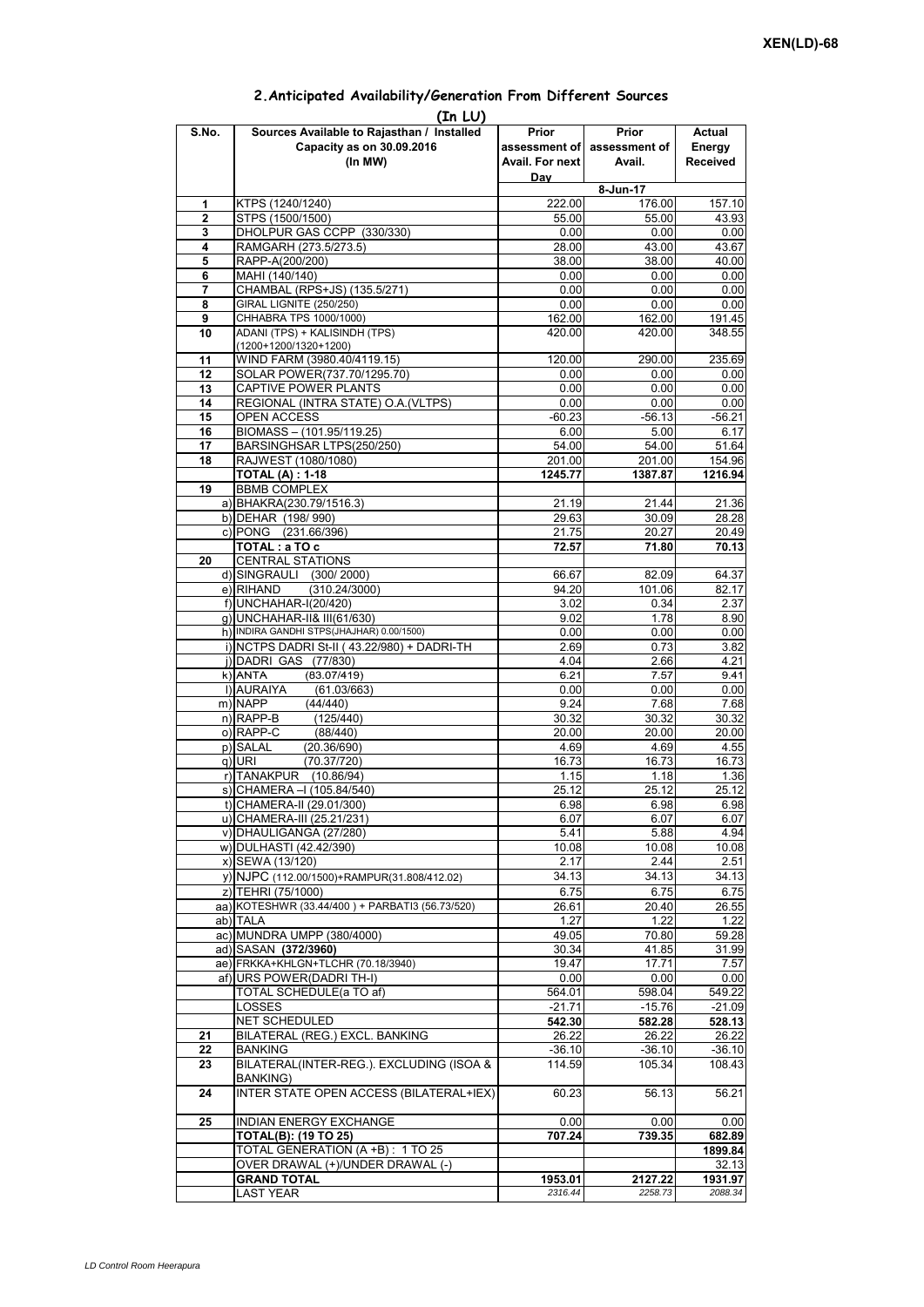## 2.Anticipated Availability/Generation From Different Sources

**(In LU)**

| S.No. | Sources Available to Rajasthan / Installed Capacity as on 30.09.2016 (In MW) | Prior assessment of Avail. For next Day | Prior assessment of Avail. | Actual Energy Received |
|---|---|---|---|---|
| | | 8-Jun-17 | | |
| 1 | KTPS (1240/1240) | 222.00 | 176.00 | 157.10 |
| 2 | STPS (1500/1500) | 55.00 | 55.00 | 43.93 |
| 3 | DHOLPUR GAS CCPP (330/330) | 0.00 | 0.00 | 0.00 |
| 4 | RAMGARH (273.5/273.5) | 28.00 | 43.00 | 43.67 |
| 5 | RAPP-A(200/200) | 38.00 | 38.00 | 40.00 |
| 6 | MAHI (140/140) | 0.00 | 0.00 | 0.00 |
| 7 | CHAMBAL (RPS+JS) (135.5/271) | 0.00 | 0.00 | 0.00 |
| 8 | GIRAL LIGNITE (250/250) | 0.00 | 0.00 | 0.00 |
| 9 | CHHABRA TPS 1000/1000) | 162.00 | 162.00 | 191.45 |
| 10 | ADANI (TPS) + KALISINDH (TPS) (1200+1200/1320+1200) | 420.00 | 420.00 | 348.55 |
| 11 | WIND FARM (3980.40/4119.15) | 120.00 | 290.00 | 235.69 |
| 12 | SOLAR POWER(737.70/1295.70) | 0.00 | 0.00 | 0.00 |
| 13 | CAPTIVE POWER PLANTS | 0.00 | 0.00 | 0.00 |
| 14 | REGIONAL (INTRA STATE) O.A.(VLTPS) | 0.00 | 0.00 | 0.00 |
| 15 | OPEN ACCESS | -60.23 | -56.13 | -56.21 |
| 16 | BIOMASS – (101.95/119.25) | 6.00 | 5.00 | 6.17 |
| 17 | BARSINGHSAR LTPS(250/250) | 54.00 | 54.00 | 51.64 |
| 18 | RAJWEST (1080/1080) | 201.00 | 201.00 | 154.96 |
| | **TOTAL (A) : 1-18** | **1245.77** | **1387.87** | **1216.94** |
| 19 | BBMB COMPLEX | | | |
| | a) BHAKRA(230.79/1516.3) | 21.19 | 21.44 | 21.36 |
| | b) DEHAR (198/ 990) | 29.63 | 30.09 | 28.28 |
| | c) PONG (231.66/396) | 21.75 | 20.27 | 20.49 |
| | **TOTAL : a TO c** | **72.57** | **71.80** | **70.13** |
| 20 | CENTRAL STATIONS | | | |
| | d) SINGRAULI (300/ 2000) | 66.67 | 82.09 | 64.37 |
| | e) RIHAND (310.24/3000) | 94.20 | 101.06 | 82.17 |
| | f) UNCHAHAR-I(20/420) | 3.02 | 0.34 | 2.37 |
| | g) UNCHAHAR-II& III(61/630) | 9.02 | 1.78 | 8.90 |
| | h) INDIRA GANDHI STPS(JHAJHAR) 0.00/1500) | 0.00 | 0.00 | 0.00 |
| | i) NCTPS DADRI St-II ( 43.22/980) + DADRI-TH | 2.69 | 0.73 | 3.82 |
| | j) DADRI GAS (77/830) | 4.04 | 2.66 | 4.21 |
| | k) ANTA (83.07/419) | 6.21 | 7.57 | 9.41 |
| | l) AURAIYA (61.03/663) | 0.00 | 0.00 | 0.00 |
| | m) NAPP (44/440) | 9.24 | 7.68 | 7.68 |
| | n) RAPP-B (125/440) | 30.32 | 30.32 | 30.32 |
| | o) RAPP-C (88/440) | 20.00 | 20.00 | 20.00 |
| | p) SALAL (20.36/690) | 4.69 | 4.69 | 4.55 |
| | q) URI (70.37/720) | 16.73 | 16.73 | 16.73 |
| | r) TANAKPUR (10.86/94) | 1.15 | 1.18 | 1.36 |
| | s) CHAMERA –I (105.84/540) | 25.12 | 25.12 | 25.12 |
| | t) CHAMERA-II (29.01/300) | 6.98 | 6.98 | 6.98 |
| | u) CHAMERA-III (25.21/231) | 6.07 | 6.07 | 6.07 |
| | v) DHAULIGANGA (27/280) | 5.41 | 5.88 | 4.94 |
| | w) DULHASTI (42.42/390) | 10.08 | 10.08 | 10.08 |
| | x) SEWA (13/120) | 2.17 | 2.44 | 2.51 |
| | y) NJPC (112.00/1500)+RAMPUR(31.808/412.02) | 34.13 | 34.13 | 34.13 |
| | z) TEHRI (75/1000) | 6.75 | 6.75 | 6.75 |
| | aa) KOTESHWR (33.44/400 ) + PARBATI3 (56.73/520) | 26.61 | 20.40 | 26.55 |
| | ab) TALA | 1.27 | 1.22 | 1.22 |
| | ac) MUNDRA UMPP (380/4000) | 49.05 | 70.80 | 59.28 |
| | ad) SASAN **(372/3960)** | 30.34 | 41.85 | 31.99 |
| | ae) FRKKA+KHLGN+TLCHR (70.18/3940) | 19.47 | 17.71 | 7.57 |
| | af) URS POWER(DADRI TH-I) | 0.00 | 0.00 | 0.00 |
| | TOTAL SCHEDULE(a TO af) | 564.01 | 598.04 | 549.22 |
| | LOSSES | -21.71 | -15.76 | -21.09 |
| | NET SCHEDULED | **542.30** | **582.28** | **528.13** |
| 21 | BILATERAL (REG.) EXCL. BANKING | 26.22 | 26.22 | 26.22 |
| 22 | BANKING | -36.10 | -36.10 | -36.10 |
| 23 | BILATERAL(INTER-REG.). EXCLUDING (ISOA & BANKING) | 114.59 | 105.34 | 108.43 |
| 24 | INTER STATE OPEN ACCESS (BILATERAL+IEX) | 60.23 | 56.13 | 56.21 |
| 25 | INDIAN ENERGY EXCHANGE | 0.00 | 0.00 | 0.00 |
| | **TOTAL(B): (19 TO 25)** | **707.24** | **739.35** | **682.89** |
| | TOTAL GENERATION (A +B) : 1 TO 25 | | | **1899.84** |
| | OVER DRAWAL (+)/UNDER DRAWAL (-) | | | 32.13 |
| | **GRAND TOTAL** | **1953.01** | **2127.22** | **1931.97** |
| | LAST YEAR | *2316.44* | *2258.73* | *2088.34* |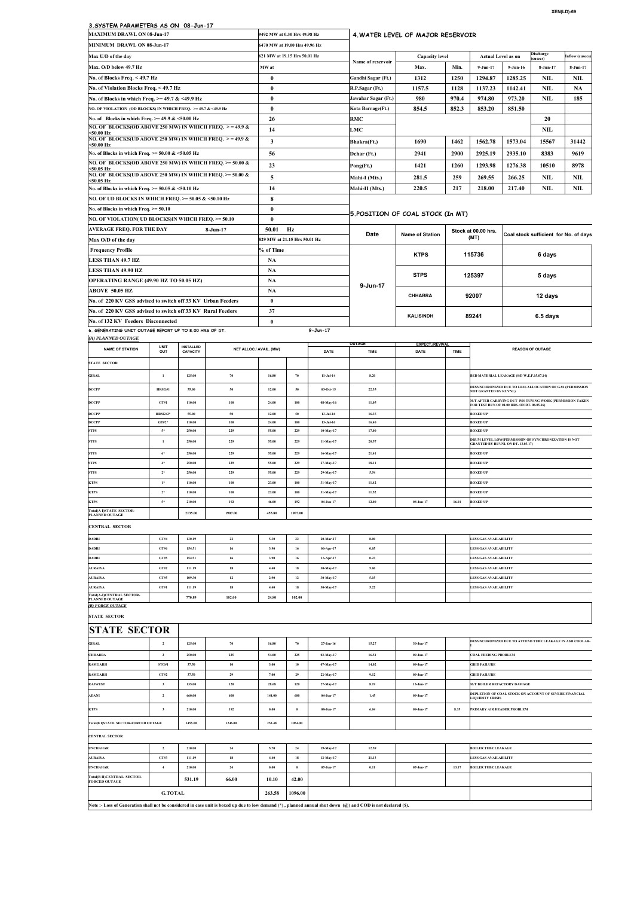XEN(LD)-69

### 3.SYSTEM PARAMETERS AS ON 08-Jun-17

| | |
|---|---|
| MAXIMUM DRAWL ON 08-Jun-17 | 9492 MW at 0.30 Hrs 49.98 Hz |
| MINIMUM DRAWL ON 08-Jun-17 | 6470 MW at 19.00 Hrs 49.96 Hz |
| Max U/D of the day | 621 MW at 19.15 Hrs 50.01 Hz |
| Max. O/D below 49.7 Hz | MW at |
| No. of Blocks Freq. < 49.7 Hz | 0 |
| No. of Violation Blocks Freq. < 49.7 Hz | 0 |
| No. of Blocks in which Freq. >= 49.7 & <49.9 Hz | 0 |
| NO. OF VIOLATION (OD BLOCKS) IN WHICH FREQ. >= 49.7 & <49.9 Hz | 0 |
| No. of Blocks in which Freq. >= 49.9 & <50.00 Hz | 26 |
| NO. OF BLOCKS(OD ABOVE 250 MW) IN WHICH FREQ. > = 49.9 & <50.00 Hz | 14 |
| NO. OF BLOCKS(UD ABOVE 250 MW) IN WHICH FREQ. > = 49.9 & <50.00 Hz | 3 |
| No. of Blocks in which Freq. >= 50.00 & <50.05 Hz | 56 |
| NO. OF BLOCKS(OD ABOVE 250 MW) IN WHICH FREQ. >= 50.00 & <50.05 Hz | 23 |
| NO. OF BLOCKS(UD ABOVE 250 MW) IN WHICH FREQ. >= 50.00 & <50.05 Hz | 5 |
| No. of Blocks in which Freq. >= 50.05 & <50.10 Hz | 14 |
| NO. OF UD BLOCKS IN WHICH FREQ. >= 50.05 & <50.10 Hz | 8 |
| No. of Blocks in which Freq. >= 50.10 | 0 |
| NO. OF VIOLATION( UD BLOCKS)IN WHICH FREQ. >= 50.10 | 0 |
| AVERAGE FREQ. FOR THE DAY 8-Jun-17 | 50.01 Hz |
| Max O/D of the day | 829 MW at 21.15 Hrs 50.01 Hz |
| Frequency Profile | % of Time |
| LESS THAN 49.7 HZ | NA |
| LESS THAN 49.90 HZ | NA |
| OPERATING RANGE (49.90 HZ TO 50.05 HZ) | NA |
| ABOVE 50.05 HZ | NA |
| No. of 220 KV GSS advised to switch off 33 KV Urban Feeders | 0 |
| No. of 220 KV GSS advised to switch off 33 KV Rural Feeders | 37 |
| No. of 132 KV Feeders Disconnected | 0 |

### 4.WATER LEVEL OF MAJOR RESERVOIR

| Name of reservoir | Capacity level | | Actual Level as on | | Discharge (cusecs) | Inflow (cusecs) |
|---|---|---|---|---|---|---|
| | Max. | Min. | 9-Jun-17 | 9-Jun-16 | 8-Jun-17 | 8-Jun-17 |
| Gandhi Sagar (Ft.) | 1312 | 1250 | 1294.87 | 1285.25 | NIL | NIL |
| R.P.Sagar (Ft.) | 1157.5 | 1128 | 1137.23 | 1142.41 | NIL | NA |
| Jawahar Sagar (Ft.) | 980 | 970.4 | 974.80 | 973.20 | NIL | 185 |
| Kota Barrage(Ft.) | 854.5 | 852.3 | 853.20 | 851.50 | | |
| RMC | | | | | 20 | |
| LMC | | | | | NIL | |
| Bhakra(Ft.) | 1690 | 1462 | 1562.78 | 1573.04 | 15567 | 31442 |
| Dehar (Ft.) | 2941 | 2900 | 2925.19 | 2935.10 | 8383 | 9619 |
| Pong(Ft.) | 1421 | 1260 | 1293.98 | 1276.38 | 10510 | 8978 |
| Mahi-I (Mts.) | 281.5 | 259 | 269.55 | 266.25 | NIL | NIL |
| Mahi-II (Mts.) | 220.5 | 217 | 218.00 | 217.40 | NIL | NIL |

### 5.POSITION OF COAL STOCK (In MT)

| Date | Name of Station | Stock at 00.00 hrs. (MT) | Coal stock sufficient for No. of days |
|---|---|---|---|
| 9-Jun-17 | KTPS | 115736 | 6 days |
| | STPS | 125397 | 5 days |
| | CHHABRA | 92007 | 12 days |
| | KALISINDH | 89241 | 6.5 days |

### 6. GENERATING UNIT OUTAGE REPORT UP TO 8.00 HRS OF DT. 9-Jun-17

*(A) PLANNED OUTAGE*

| NAME OF STATION | UNIT OUT | INSTALLED CAPACITY | NET ALLOC./ AVAIL. (MW) | | | OUTAGE DATE | OUTAGE TIME | EXPECT./REVIVAL DATE | TIME | REASON OF OUTAGE |
|---|---|---|---|---|---|---|---|---|---|---|
| **STATE SECTOR** | | | | | | | | | | |
| GIRAL | 1 | 125.00 | 70 | 16.80 | 70 | 11-Jul-14 | 8.20 | | | BED MATERIAL LEAKAGE (S/D W.E.F.15.07.14) |
| DCCPP | HRSG#1 | 55.00 | 50 | 12.00 | 50 | 03-Oct-15 | 22.35 | | | DESYNCHRONIZED DUE TO LESS ALLOCATION OF GAS (PERMISSION NOT GRANTED BY RUVNL) |
| DCCPP | GT#1 | 110.00 | 100 | 24.00 | 100 | 08-May-16 | 11.05 | | | M/T AFTER CARRYING OUT PSS TUNING WORK (PERMISSION TAKEN FOR TEST RUN OF 01.00 HRS. ON DT. 08.05.16) |
| DCCPP | HRSG#2* | 55.00 | 50 | 12.00 | 50 | 13-Jul-16 | 16.35 | | | BOXED UP |
| DCCPP | GT#2* | 110.00 | 100 | 24.00 | 100 | 13-Jul-16 | 16.40 | | | BOXED UP |
| STPS | 5* | 250.00 | 229 | 55.00 | 229 | 10-May-17 | 17.00 | | | BOXED UP |
| STPS | 1 | 250.00 | 229 | 55.00 | 229 | 11-May-17 | 20.57 | | | DRUM LEVEL LOW(PERMISSION OF SYNCHRONIZATION IS NOT GRANTED BY RUVNL ON DT. 13.05.17) |
| STPS | 6* | 250.00 | 229 | 55.00 | 229 | 16-May-17 | 21.41 | | | BOXED UP |
| STPS | 4* | 250.00 | 229 | 55.00 | 229 | 27-May-17 | 18.11 | | | BOXED UP |
| STPS | 2* | 250.00 | 229 | 55.00 | 229 | 29-May-17 | 5.54 | | | BOXED UP |
| KTPS | 1* | 110.00 | 100 | 23.00 | 100 | 31-May-17 | 11.42 | | | BOXED UP |
| KTPS | 2* | 110.00 | 100 | 23.00 | 100 | 31-May-17 | 11.52 | | | BOXED UP |
| KTPS | 5* | 210.00 | 192 | 46.00 | 192 | 04-Jun-17 | 12.00 | 08-Jun-17 | 16.01 | BOXED UP |
| Total(A I)STATE SECTOR-PLANNED OUTAGE | | 2135.00 | 1907.00 | 455.80 | 1907.00 | | | | | |
| **CENTRAL SECTOR** | | | | | | | | | | |
| DADRI | GT#4 | 130.19 | 22 | 5.30 | 22 | 20-Mar-17 | 8.00 | | | LESS GAS AVAILABILITY |
| DADRI | GT#6 | 154.51 | 16 | 3.90 | 16 | 06-Apr-17 | 0.05 | | | LESS GAS AVAILABILITY |
| DADRI | GT#5 | 154.51 | 16 | 3.90 | 16 | 16-Apr-17 | 0.23 | | | LESS GAS AVAILABILITY |
| AURAIYA | GT#2 | 111.19 | 18 | 4.40 | 18 | 30-May-17 | 5.06 | | | LESS GAS AVAILABILITY |
| AURAIYA | GT#5 | 109.30 | 12 | 2.90 | 12 | 30-May-17 | 5.15 | | | LESS GAS AVAILABILITY |
| AURAIYA | GT#1 | 111.19 | 18 | 4.40 | 18 | 30-May-17 | 5.22 | | | LESS GAS AVAILABILITY |
| Total(A-II)CENTRAL SECTOR-PLANNED OUTAGE | | 770.89 | 102.00 | 24.80 | 102.00 | | | | | |

*(B) FORCE OUTAGE*

| NAME OF STATION | UNIT OUT | INSTALLED CAPACITY | NET ALLOC./ AVAIL. (MW) | | | OUTAGE DATE | OUTAGE TIME | EXPECT./REVIVAL DATE | TIME | REASON OF OUTAGE |
|---|---|---|---|---|---|---|---|---|---|---|
| **STATE SECTOR** | | | | | | | | | | |
| GIRAL | 2 | 125.00 | 70 | 16.80 | 70 | 27-Jan-16 | 15.27 | 30-Jun-17 | | DESYNCHRONIZED DUE TO ATTEND TUBE LEAKAGE IN ASH COOLAR-I |
| CHHABRA | 2 | 250.00 | 225 | 54.00 | 225 | 02-May-17 | 16.51 | 09-Jun-17 | | COAL FEEDING PROBLEM |
| RAMGARH | STG#1 | 37.50 | 10 | 3.00 | 10 | 07-May-17 | 14.02 | 09-Jun-17 | | GRID FAILURE |
| RAMGARH | GT#2 | 37.50 | 29 | 7.00 | 29 | 22-May-17 | 9.12 | 09-Jun-17 | | GRID FAILURE |
| RAJWEST | 3 | 135.00 | 120 | 28.68 | 120 | 27-May-17 | 8.19 | 13-Jun-17 | | M/T BOILER REFACTORY DAMAGE |
| ADANI | 2 | 660.00 | 600 | 144.00 | 600 | 04-Jun-17 | 1.45 | 09-Jun-17 | | DEPLETION OF COAL STOCK ON ACCOUNT OF SEVERE FINANCIAL LIQUIDITY CRISIS |
| KTPS | 3 | 210.00 | 192 | 0.00 | 0 | 08-Jun-17 | 6.04 | 09-Jun-17 | 8.35 | PRIMARY AIR HEADER PROBLEM |
| Total(B I)STATE SECTOR-FORCED OUTAGE | | 1455.00 | 1246.00 | 253.48 | 1054.00 | | | | | |
| **CENTRAL SECTOR** | | | | | | | | | | |
| UNCHAHAR | 2 | 210.00 | 24 | 5.70 | 24 | 19-May-17 | 12.59 | | | BOILER TUBE LEAKAGE |
| AURAIYA | GT#3 | 111.19 | 18 | 4.40 | 18 | 12-May-17 | 21.13 | | | LESS GAS AVAILABILITY |
| UNCHAHAR | 4 | 210.00 | 24 | 0.00 | 0 | 07-Jun-17 | 0.11 | 07-Jun-17 | 13.17 | BOILER TUBE LEAKAGE |
| Total(B II)CENTRAL SECTOR-FORCED OUTAGE | | 531.19 | 66.00 | 10.10 | 42.00 | | | | | |
| G.TOTAL | | | | 263.58 | 1096.00 | | | | | |

Note :- Loss of Generation shall not be considered in case unit is boxed up due to low demand (*) , planned annual shut down (@) and COD is not declared ($).